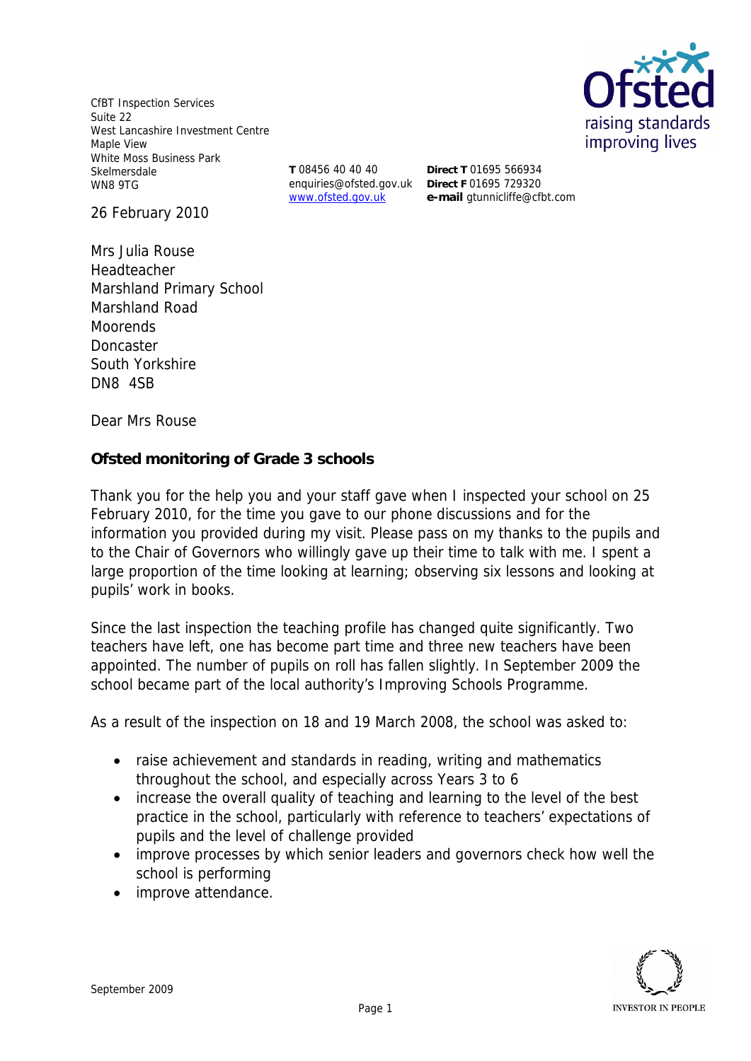CfBT Inspection Services
Suite 22
West Lancashire Investment Centre
Maple View
White Moss Business Park
Skelmersdale
WN8 9TG

**T** 08456 40 40 40
enquiries@ofsted.gov.uk
www.ofsted.gov.uk

**Direct T** 01695 566934
**Direct F** 01695 729320
**e-mail** gtunnicliffe@cfbt.com

26 February 2010

Mrs Julia Rouse
Headteacher
Marshland Primary School
Marshland Road
Moorends
Doncaster
South Yorkshire
DN8 4SB

Dear Mrs Rouse

**Ofsted monitoring of Grade 3 schools**

Thank you for the help you and your staff gave when I inspected your school on 25 February 2010, for the time you gave to our phone discussions and for the information you provided during my visit. Please pass on my thanks to the pupils and to the Chair of Governors who willingly gave up their time to talk with me. I spent a large proportion of the time looking at learning; observing six lessons and looking at pupils' work in books.

Since the last inspection the teaching profile has changed quite significantly. Two teachers have left, one has become part time and three new teachers have been appointed. The number of pupils on roll has fallen slightly. In September 2009 the school became part of the local authority's Improving Schools Programme.

As a result of the inspection on 18 and 19 March 2008, the school was asked to:

- raise achievement and standards in reading, writing and mathematics throughout the school, and especially across Years 3 to 6
- increase the overall quality of teaching and learning to the level of the best practice in the school, particularly with reference to teachers' expectations of pupils and the level of challenge provided
- improve processes by which senior leaders and governors check how well the school is performing
- improve attendance.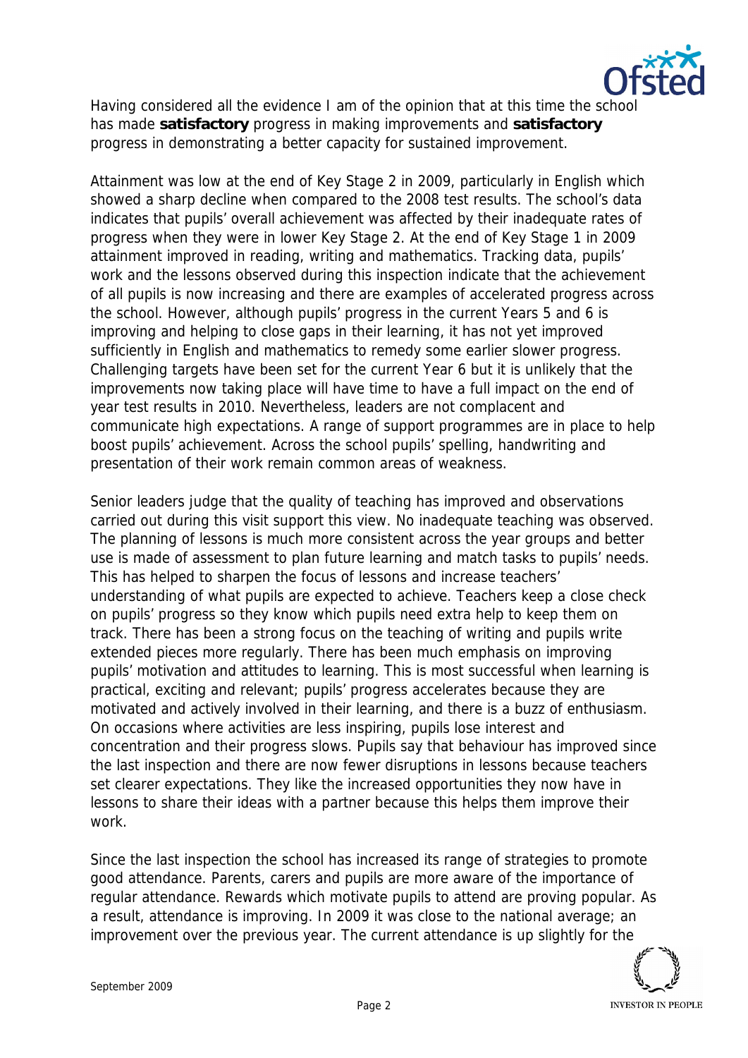Having considered all the evidence I am of the opinion that at this time the school has made **satisfactory** progress in making improvements and **satisfactory** progress in demonstrating a better capacity for sustained improvement.

Attainment was low at the end of Key Stage 2 in 2009, particularly in English which showed a sharp decline when compared to the 2008 test results. The school's data indicates that pupils' overall achievement was affected by their inadequate rates of progress when they were in lower Key Stage 2. At the end of Key Stage 1 in 2009 attainment improved in reading, writing and mathematics. Tracking data, pupils' work and the lessons observed during this inspection indicate that the achievement of all pupils is now increasing and there are examples of accelerated progress across the school. However, although pupils' progress in the current Years 5 and 6 is improving and helping to close gaps in their learning, it has not yet improved sufficiently in English and mathematics to remedy some earlier slower progress. Challenging targets have been set for the current Year 6 but it is unlikely that the improvements now taking place will have time to have a full impact on the end of year test results in 2010. Nevertheless, leaders are not complacent and communicate high expectations. A range of support programmes are in place to help boost pupils' achievement. Across the school pupils' spelling, handwriting and presentation of their work remain common areas of weakness.

Senior leaders judge that the quality of teaching has improved and observations carried out during this visit support this view. No inadequate teaching was observed. The planning of lessons is much more consistent across the year groups and better use is made of assessment to plan future learning and match tasks to pupils' needs. This has helped to sharpen the focus of lessons and increase teachers' understanding of what pupils are expected to achieve. Teachers keep a close check on pupils' progress so they know which pupils need extra help to keep them on track. There has been a strong focus on the teaching of writing and pupils write extended pieces more regularly. There has been much emphasis on improving pupils' motivation and attitudes to learning. This is most successful when learning is practical, exciting and relevant; pupils' progress accelerates because they are motivated and actively involved in their learning, and there is a buzz of enthusiasm. On occasions where activities are less inspiring, pupils lose interest and concentration and their progress slows. Pupils say that behaviour has improved since the last inspection and there are now fewer disruptions in lessons because teachers set clearer expectations. They like the increased opportunities they now have in lessons to share their ideas with a partner because this helps them improve their work.

Since the last inspection the school has increased its range of strategies to promote good attendance. Parents, carers and pupils are more aware of the importance of regular attendance. Rewards which motivate pupils to attend are proving popular. As a result, attendance is improving. In 2009 it was close to the national average; an improvement over the previous year. The current attendance is up slightly for the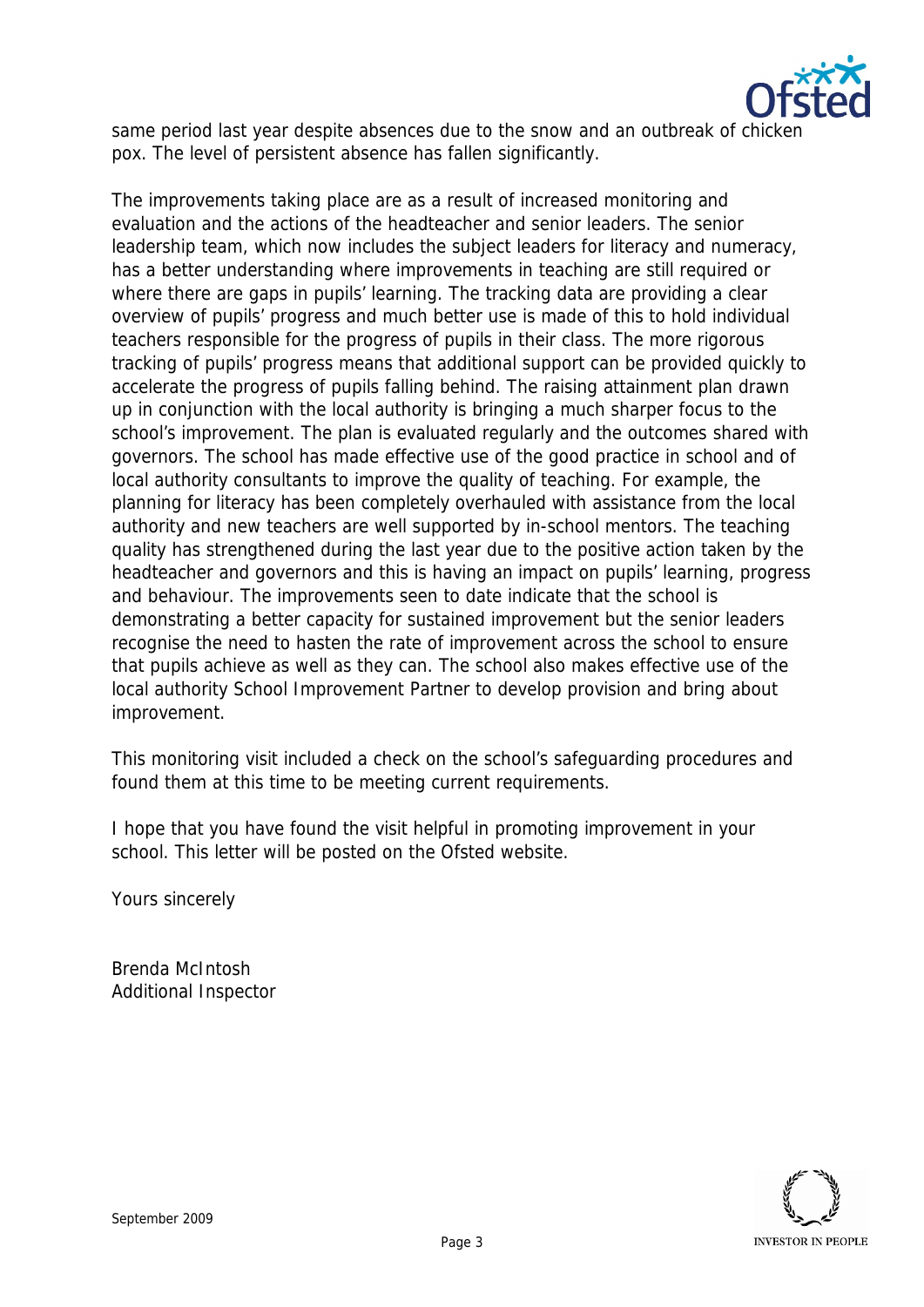same period last year despite absences due to the snow and an outbreak of chicken pox. The level of persistent absence has fallen significantly.

The improvements taking place are as a result of increased monitoring and evaluation and the actions of the headteacher and senior leaders. The senior leadership team, which now includes the subject leaders for literacy and numeracy, has a better understanding where improvements in teaching are still required or where there are gaps in pupils' learning. The tracking data are providing a clear overview of pupils' progress and much better use is made of this to hold individual teachers responsible for the progress of pupils in their class. The more rigorous tracking of pupils' progress means that additional support can be provided quickly to accelerate the progress of pupils falling behind. The raising attainment plan drawn up in conjunction with the local authority is bringing a much sharper focus to the school's improvement. The plan is evaluated regularly and the outcomes shared with governors. The school has made effective use of the good practice in school and of local authority consultants to improve the quality of teaching. For example, the planning for literacy has been completely overhauled with assistance from the local authority and new teachers are well supported by in-school mentors. The teaching quality has strengthened during the last year due to the positive action taken by the headteacher and governors and this is having an impact on pupils' learning, progress and behaviour. The improvements seen to date indicate that the school is demonstrating a better capacity for sustained improvement but the senior leaders recognise the need to hasten the rate of improvement across the school to ensure that pupils achieve as well as they can. The school also makes effective use of the local authority School Improvement Partner to develop provision and bring about improvement.

This monitoring visit included a check on the school's safeguarding procedures and found them at this time to be meeting current requirements.

I hope that you have found the visit helpful in promoting improvement in your school. This letter will be posted on the Ofsted website.

Yours sincerely

Brenda McIntosh
Additional Inspector